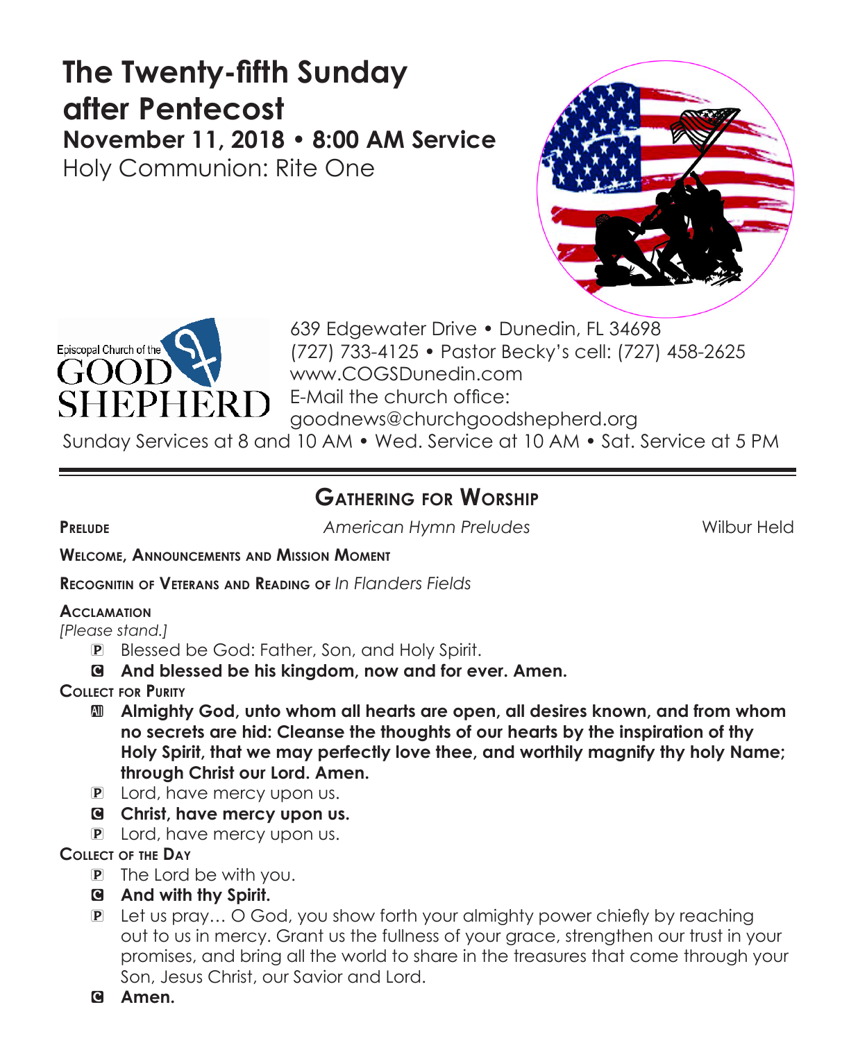# The Twenty-fifth Sunday after Pentecost

## November 11, 2018 • 8:00 AM Service

Holy Communion: Rite One

Episcopal Church of the GOOD SHEPHERD

639 Edgewater Drive • Dunedin, FL 34698
(727) 733-4125 • Pastor Becky's cell: (727) 458-2625
www.COGSDunedin.com
E-Mail the church office:
goodnews@churchgoodshepherd.org

Sunday Services at 8 and 10 AM • Wed. Service at 10 AM • Sat. Service at 5 PM

---

## Gathering for Worship

**Prelude** *American Hymn Preludes* Wilbur Held

**Welcome, Announcements and Mission Moment**

**Recognitin of Veterans and Reading of** *In Flanders Fields*

**Acclamation**

*[Please stand.]*

P Blessed be God: Father, Son, and Holy Spirit.

C **And blessed be his kingdom, now and for ever. Amen.**

**Collect for Purity**

All **Almighty God, unto whom all hearts are open, all desires known, and from whom no secrets are hid: Cleanse the thoughts of our hearts by the inspiration of thy Holy Spirit, that we may perfectly love thee, and worthily magnify thy holy Name; through Christ our Lord. Amen.**

P Lord, have mercy upon us.

C **Christ, have mercy upon us.**

P Lord, have mercy upon us.

**Collect of the Day**

P The Lord be with you.

C **And with thy Spirit.**

P Let us pray… O God, you show forth your almighty power chiefly by reaching out to us in mercy. Grant us the fullness of your grace, strengthen our trust in your promises, and bring all the world to share in the treasures that come through your Son, Jesus Christ, our Savior and Lord.

C **Amen.**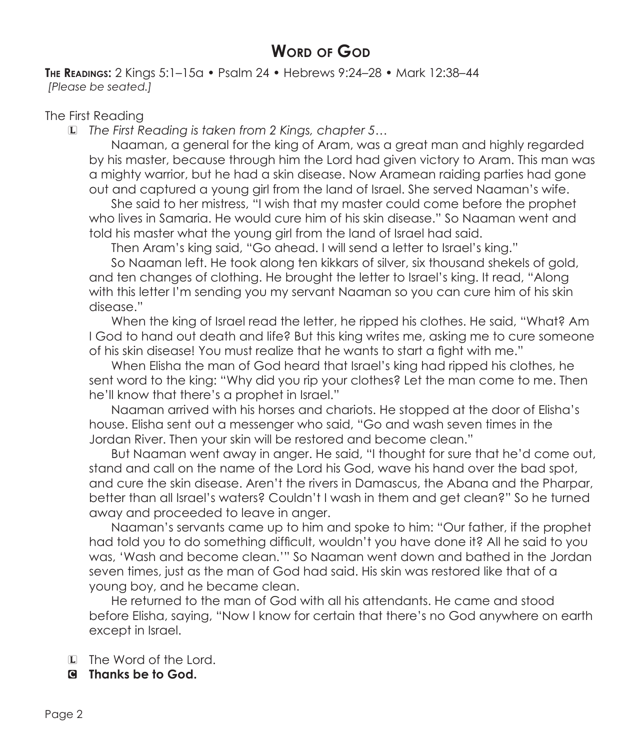# Word of God

**The Readings:** 2 Kings 5:1–15a • Psalm 24 • Hebrews 9:24–28 • Mark 12:38–44
*[Please be seated.]*

The First Reading

L *The First Reading is taken from 2 Kings, chapter 5…*

Naaman, a general for the king of Aram, was a great man and highly regarded by his master, because through him the Lord had given victory to Aram. This man was a mighty warrior, but he had a skin disease. Now Aramean raiding parties had gone out and captured a young girl from the land of Israel. She served Naaman's wife.

She said to her mistress, "I wish that my master could come before the prophet who lives in Samaria. He would cure him of his skin disease." So Naaman went and told his master what the young girl from the land of Israel had said.

Then Aram's king said, "Go ahead. I will send a letter to Israel's king."

So Naaman left. He took along ten kikkars of silver, six thousand shekels of gold, and ten changes of clothing. He brought the letter to Israel's king. It read, "Along with this letter I'm sending you my servant Naaman so you can cure him of his skin disease."

When the king of Israel read the letter, he ripped his clothes. He said, "What? Am I God to hand out death and life? But this king writes me, asking me to cure someone of his skin disease! You must realize that he wants to start a fight with me."

When Elisha the man of God heard that Israel's king had ripped his clothes, he sent word to the king: "Why did you rip your clothes? Let the man come to me. Then he'll know that there's a prophet in Israel."

Naaman arrived with his horses and chariots. He stopped at the door of Elisha's house. Elisha sent out a messenger who said, "Go and wash seven times in the Jordan River. Then your skin will be restored and become clean."

But Naaman went away in anger. He said, "I thought for sure that he'd come out, stand and call on the name of the Lord his God, wave his hand over the bad spot, and cure the skin disease. Aren't the rivers in Damascus, the Abana and the Pharpar, better than all Israel's waters? Couldn't I wash in them and get clean?" So he turned away and proceeded to leave in anger.

Naaman's servants came up to him and spoke to him: "Our father, if the prophet had told you to do something difficult, wouldn't you have done it? All he said to you was, 'Wash and become clean.'" So Naaman went down and bathed in the Jordan seven times, just as the man of God had said. His skin was restored like that of a young boy, and he became clean.

He returned to the man of God with all his attendants. He came and stood before Elisha, saying, "Now I know for certain that there's no God anywhere on earth except in Israel.

L The Word of the Lord.

**C Thanks be to God.**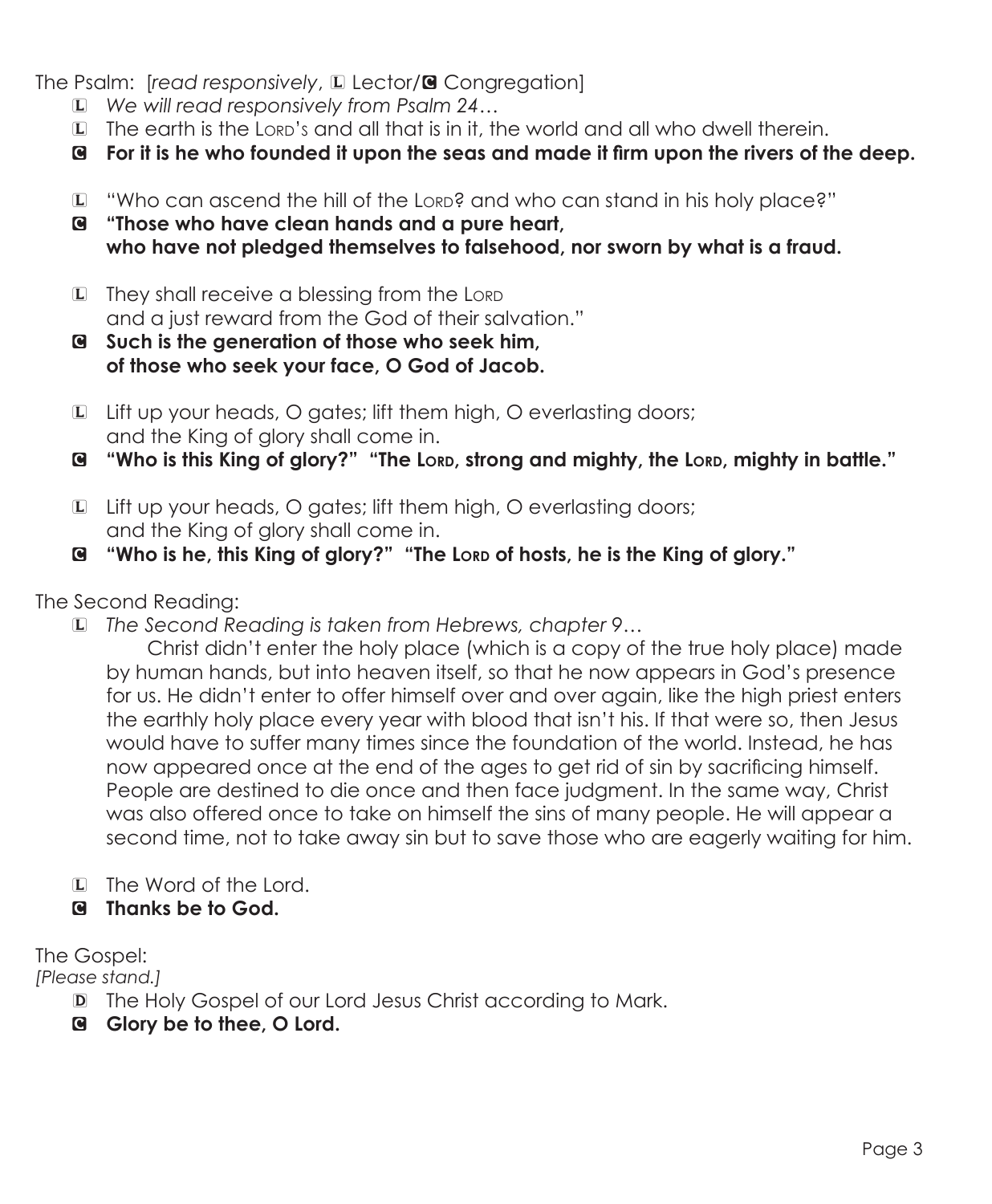The Psalm: [*read responsively*, L Lector/C Congregation]

L *We will read responsively from Psalm 24…*

L The earth is the LORD's and all that is in it, the world and all who dwell therein.

C **For it is he who founded it upon the seas and made it firm upon the rivers of the deep.**

L "Who can ascend the hill of the LORD? and who can stand in his holy place?"

C **"Those who have clean hands and a pure heart,
who have not pledged themselves to falsehood, nor sworn by what is a fraud.**

L They shall receive a blessing from the LORD
and a just reward from the God of their salvation."

C **Such is the generation of those who seek him,
of those who seek your face, O God of Jacob.**

L Lift up your heads, O gates; lift them high, O everlasting doors;
and the King of glory shall come in.

C **"Who is this King of glory?" "The LORD, strong and mighty, the LORD, mighty in battle."**

L Lift up your heads, O gates; lift them high, O everlasting doors;
and the King of glory shall come in.

C **"Who is he, this King of glory?" "The LORD of hosts, he is the King of glory."**

The Second Reading:

L *The Second Reading is taken from Hebrews, chapter 9…*

Christ didn't enter the holy place (which is a copy of the true holy place) made by human hands, but into heaven itself, so that he now appears in God's presence for us. He didn't enter to offer himself over and over again, like the high priest enters the earthly holy place every year with blood that isn't his. If that were so, then Jesus would have to suffer many times since the foundation of the world. Instead, he has now appeared once at the end of the ages to get rid of sin by sacrificing himself. People are destined to die once and then face judgment. In the same way, Christ was also offered once to take on himself the sins of many people. He will appear a second time, not to take away sin but to save those who are eagerly waiting for him.

L The Word of the Lord.

C **Thanks be to God.**

The Gospel:
*[Please stand.]*

D The Holy Gospel of our Lord Jesus Christ according to Mark.

C **Glory be to thee, O Lord.**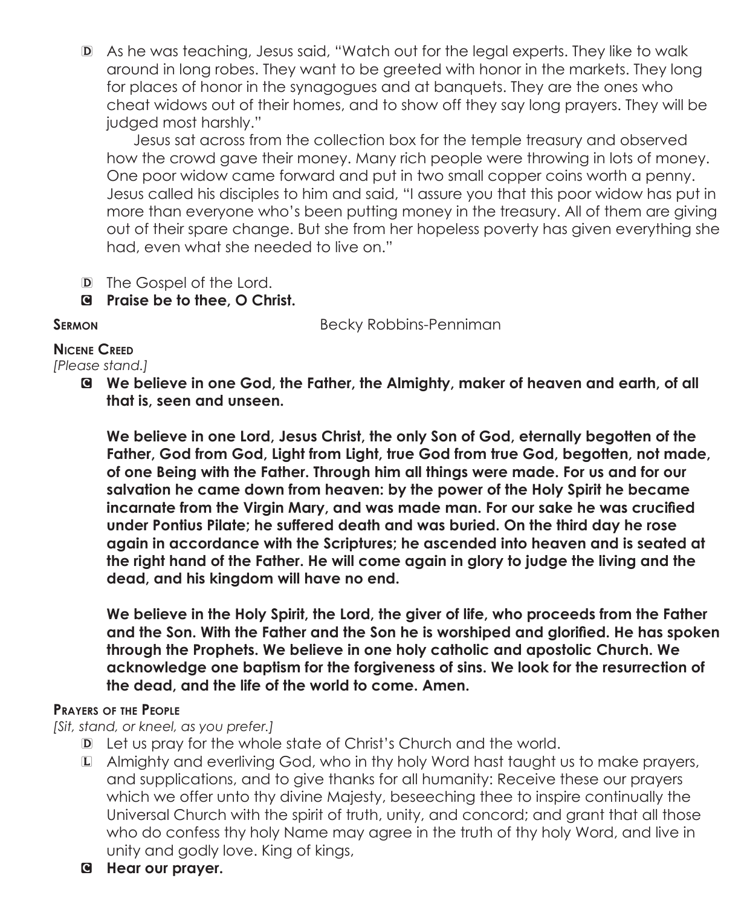D As he was teaching, Jesus said, "Watch out for the legal experts. They like to walk around in long robes. They want to be greeted with honor in the markets. They long for places of honor in the synagogues and at banquets. They are the ones who cheat widows out of their homes, and to show off they say long prayers. They will be judged most harshly."

Jesus sat across from the collection box for the temple treasury and observed how the crowd gave their money. Many rich people were throwing in lots of money. One poor widow came forward and put in two small copper coins worth a penny. Jesus called his disciples to him and said, "I assure you that this poor widow has put in more than everyone who's been putting money in the treasury. All of them are giving out of their spare change. But she from her hopeless poverty has given everything she had, even what she needed to live on."

D The Gospel of the Lord.

**C Praise be to thee, O Christ.**

**Sermon** Becky Robbins-Penniman

**Nicene Creed**

*[Please stand.]*

**C We believe in one God, the Father, the Almighty, maker of heaven and earth, of all that is, seen and unseen.**

**We believe in one Lord, Jesus Christ, the only Son of God, eternally begotten of the Father, God from God, Light from Light, true God from true God, begotten, not made, of one Being with the Father. Through him all things were made. For us and for our salvation he came down from heaven: by the power of the Holy Spirit he became incarnate from the Virgin Mary, and was made man. For our sake he was crucified under Pontius Pilate; he suffered death and was buried. On the third day he rose again in accordance with the Scriptures; he ascended into heaven and is seated at the right hand of the Father. He will come again in glory to judge the living and the dead, and his kingdom will have no end.**

**We believe in the Holy Spirit, the Lord, the giver of life, who proceeds from the Father and the Son. With the Father and the Son he is worshiped and glorified. He has spoken through the Prophets. We believe in one holy catholic and apostolic Church. We acknowledge one baptism for the forgiveness of sins. We look for the resurrection of the dead, and the life of the world to come. Amen.**

**Prayers of the People**

*[Sit, stand, or kneel, as you prefer.]*

D Let us pray for the whole state of Christ's Church and the world.

L Almighty and everliving God, who in thy holy Word hast taught us to make prayers, and supplications, and to give thanks for all humanity: Receive these our prayers which we offer unto thy divine Majesty, beseeching thee to inspire continually the Universal Church with the spirit of truth, unity, and concord; and grant that all those who do confess thy holy Name may agree in the truth of thy holy Word, and live in unity and godly love. King of kings,

**C Hear our prayer.**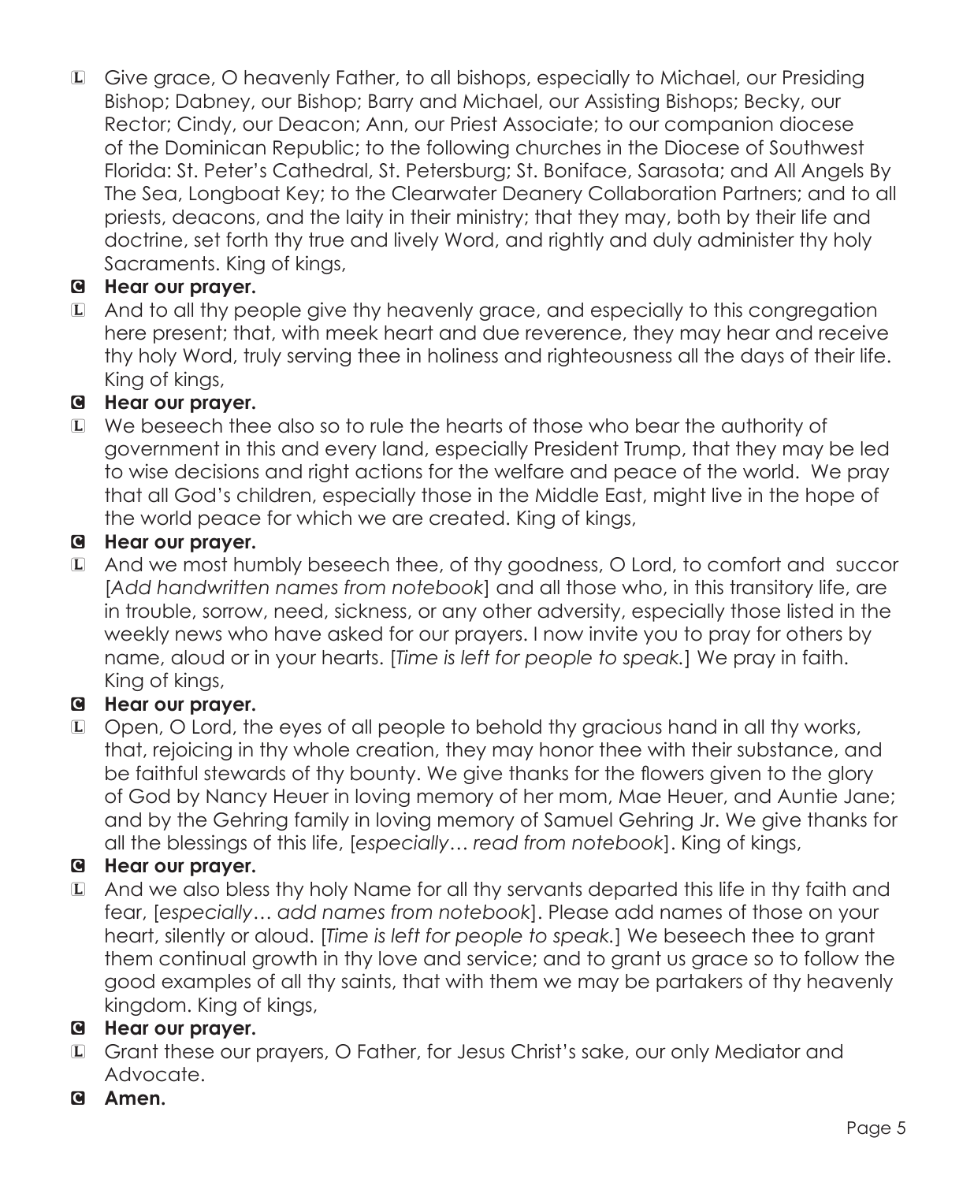L Give grace, O heavenly Father, to all bishops, especially to Michael, our Presiding Bishop; Dabney, our Bishop; Barry and Michael, our Assisting Bishops; Becky, our Rector; Cindy, our Deacon; Ann, our Priest Associate; to our companion diocese of the Dominican Republic; to the following churches in the Diocese of Southwest Florida: St. Peter's Cathedral, St. Petersburg; St. Boniface, Sarasota; and All Angels By The Sea, Longboat Key; to the Clearwater Deanery Collaboration Partners; and to all priests, deacons, and the laity in their ministry; that they may, both by their life and doctrine, set forth thy true and lively Word, and rightly and duly administer thy holy Sacraments. King of kings,

**C Hear our prayer.**

L And to all thy people give thy heavenly grace, and especially to this congregation here present; that, with meek heart and due reverence, they may hear and receive thy holy Word, truly serving thee in holiness and righteousness all the days of their life. King of kings,

**C Hear our prayer.**

L We beseech thee also so to rule the hearts of those who bear the authority of government in this and every land, especially President Trump, that they may be led to wise decisions and right actions for the welfare and peace of the world. We pray that all God's children, especially those in the Middle East, might live in the hope of the world peace for which we are created. King of kings,

**C Hear our prayer.**

L And we most humbly beseech thee, of thy goodness, O Lord, to comfort and succor [*Add handwritten names from notebook*] and all those who, in this transitory life, are in trouble, sorrow, need, sickness, or any other adversity, especially those listed in the weekly news who have asked for our prayers. I now invite you to pray for others by name, aloud or in your hearts. [*Time is left for people to speak.*] We pray in faith. King of kings,

**C Hear our prayer.**

L Open, O Lord, the eyes of all people to behold thy gracious hand in all thy works, that, rejoicing in thy whole creation, they may honor thee with their substance, and be faithful stewards of thy bounty. We give thanks for the flowers given to the glory of God by Nancy Heuer in loving memory of her mom, Mae Heuer, and Auntie Jane; and by the Gehring family in loving memory of Samuel Gehring Jr. We give thanks for all the blessings of this life, [*especially… read from notebook*]. King of kings,

**C Hear our prayer.**

L And we also bless thy holy Name for all thy servants departed this life in thy faith and fear, [*especially… add names from notebook*]. Please add names of those on your heart, silently or aloud. [*Time is left for people to speak.*] We beseech thee to grant them continual growth in thy love and service; and to grant us grace so to follow the good examples of all thy saints, that with them we may be partakers of thy heavenly kingdom. King of kings,

**C Hear our prayer.**

L Grant these our prayers, O Father, for Jesus Christ's sake, our only Mediator and Advocate.

**C Amen.**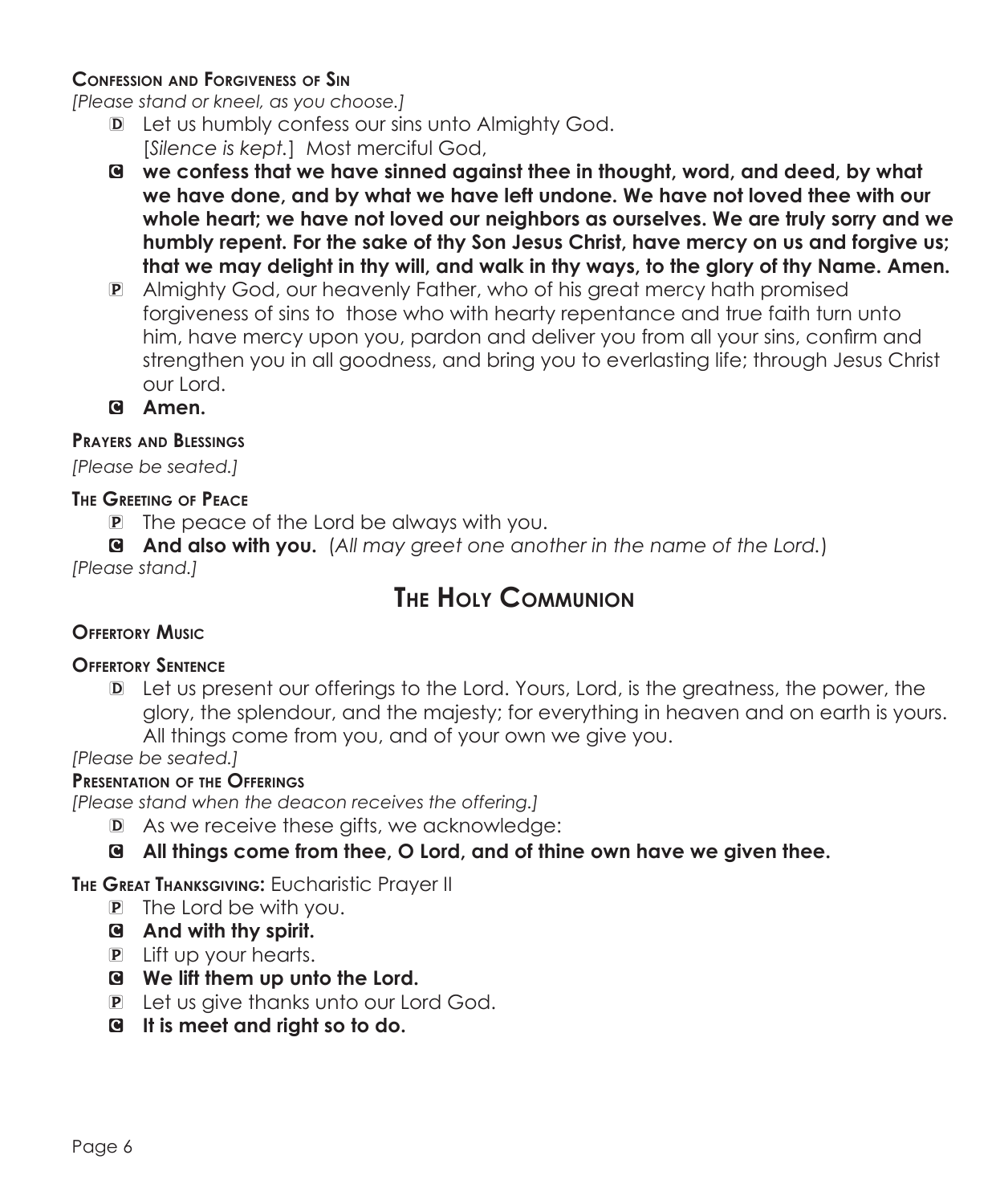**Confession and Forgiveness of Sin**

*[Please stand or kneel, as you choose.]*

D Let us humbly confess our sins unto Almighty God.
[*Silence is kept.*] Most merciful God,

C **we confess that we have sinned against thee in thought, word, and deed, by what we have done, and by what we have left undone. We have not loved thee with our whole heart; we have not loved our neighbors as ourselves. We are truly sorry and we humbly repent. For the sake of thy Son Jesus Christ, have mercy on us and forgive us; that we may delight in thy will, and walk in thy ways, to the glory of thy Name. Amen.**

P Almighty God, our heavenly Father, who of his great mercy hath promised forgiveness of sins to those who with hearty repentance and true faith turn unto him, have mercy upon you, pardon and deliver you from all your sins, confirm and strengthen you in all goodness, and bring you to everlasting life; through Jesus Christ our Lord.

C **Amen.**

**Prayers and Blessings**

*[Please be seated.]*

**The Greeting of Peace**

P The peace of the Lord be always with you.

C **And also with you.** (*All may greet one another in the name of the Lord.*)

*[Please stand.]*

# The Holy Communion

**Offertory Music**

**Offertory Sentence**

D Let us present our offerings to the Lord. Yours, Lord, is the greatness, the power, the glory, the splendour, and the majesty; for everything in heaven and on earth is yours. All things come from you, and of your own we give you.

*[Please be seated.]*

**Presentation of the Offerings**

*[Please stand when the deacon receives the offering.]*

D As we receive these gifts, we acknowledge:

C **All things come from thee, O Lord, and of thine own have we given thee.**

**The Great Thanksgiving:** Eucharistic Prayer II

P The Lord be with you.

C **And with thy spirit.**

P Lift up your hearts.

C **We lift them up unto the Lord.**

P Let us give thanks unto our Lord God.

C **It is meet and right so to do.**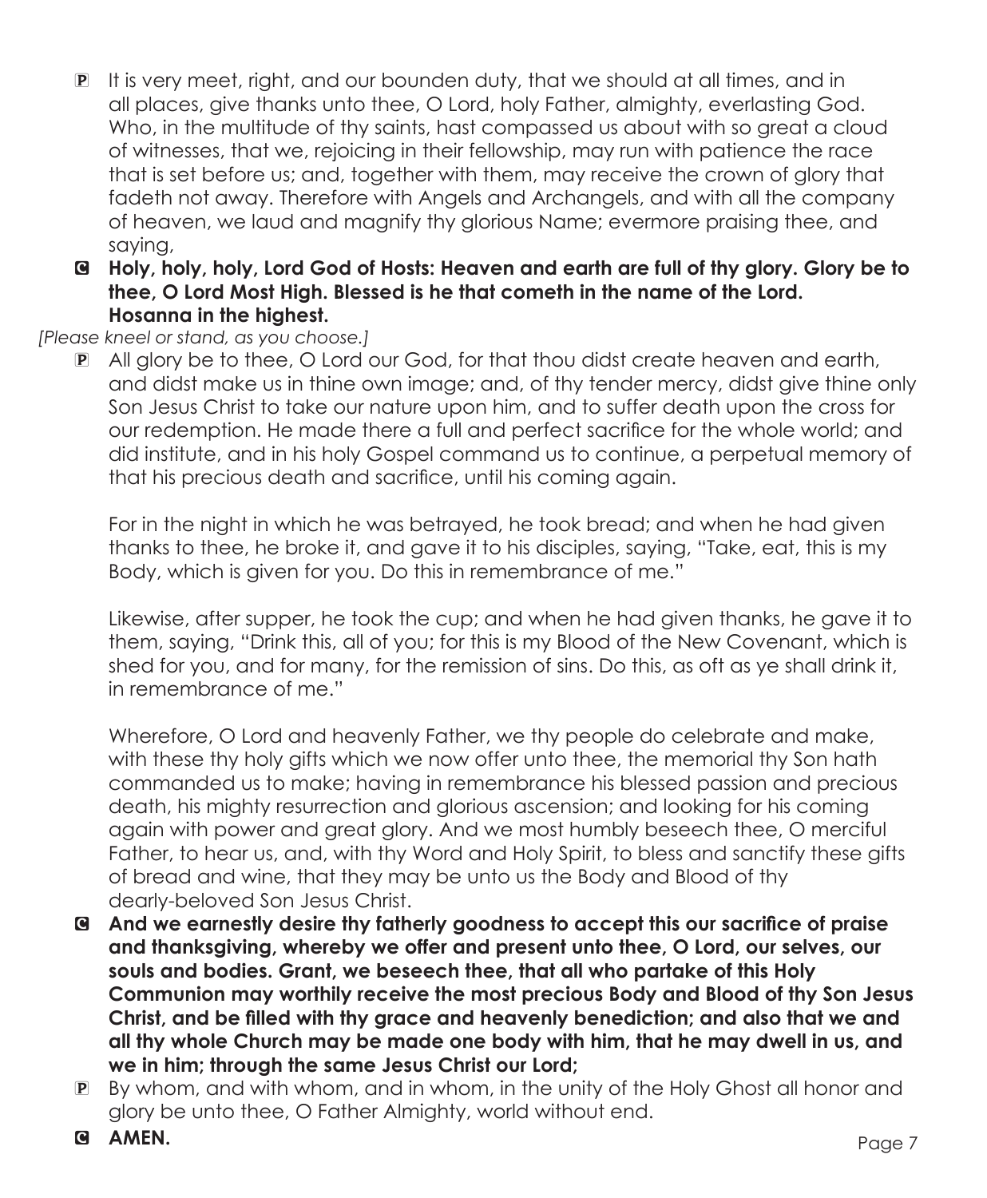P It is very meet, right, and our bounden duty, that we should at all times, and in all places, give thanks unto thee, O Lord, holy Father, almighty, everlasting God. Who, in the multitude of thy saints, hast compassed us about with so great a cloud of witnesses, that we, rejoicing in their fellowship, may run with patience the race that is set before us; and, together with them, may receive the crown of glory that fadeth not away. Therefore with Angels and Archangels, and with all the company of heaven, we laud and magnify thy glorious Name; evermore praising thee, and saying,

C **Holy, holy, holy, Lord God of Hosts: Heaven and earth are full of thy glory. Glory be to thee, O Lord Most High. Blessed is he that cometh in the name of the Lord. Hosanna in the highest.**

*[Please kneel or stand, as you choose.]*

P All glory be to thee, O Lord our God, for that thou didst create heaven and earth, and didst make us in thine own image; and, of thy tender mercy, didst give thine only Son Jesus Christ to take our nature upon him, and to suffer death upon the cross for our redemption. He made there a full and perfect sacrifice for the whole world; and did institute, and in his holy Gospel command us to continue, a perpetual memory of that his precious death and sacrifice, until his coming again.

For in the night in which he was betrayed, he took bread; and when he had given thanks to thee, he broke it, and gave it to his disciples, saying, "Take, eat, this is my Body, which is given for you. Do this in remembrance of me."

Likewise, after supper, he took the cup; and when he had given thanks, he gave it to them, saying, "Drink this, all of you; for this is my Blood of the New Covenant, which is shed for you, and for many, for the remission of sins. Do this, as oft as ye shall drink it, in remembrance of me."

Wherefore, O Lord and heavenly Father, we thy people do celebrate and make, with these thy holy gifts which we now offer unto thee, the memorial thy Son hath commanded us to make; having in remembrance his blessed passion and precious death, his mighty resurrection and glorious ascension; and looking for his coming again with power and great glory. And we most humbly beseech thee, O merciful Father, to hear us, and, with thy Word and Holy Spirit, to bless and sanctify these gifts of bread and wine, that they may be unto us the Body and Blood of thy dearly-beloved Son Jesus Christ.

C **And we earnestly desire thy fatherly goodness to accept this our sacrifice of praise and thanksgiving, whereby we offer and present unto thee, O Lord, our selves, our souls and bodies. Grant, we beseech thee, that all who partake of this Holy Communion may worthily receive the most precious Body and Blood of thy Son Jesus Christ, and be filled with thy grace and heavenly benediction; and also that we and all thy whole Church may be made one body with him, that he may dwell in us, and we in him; through the same Jesus Christ our Lord;**

P By whom, and with whom, and in whom, in the unity of the Holy Ghost all honor and glory be unto thee, O Father Almighty, world without end.

C **AMEN.**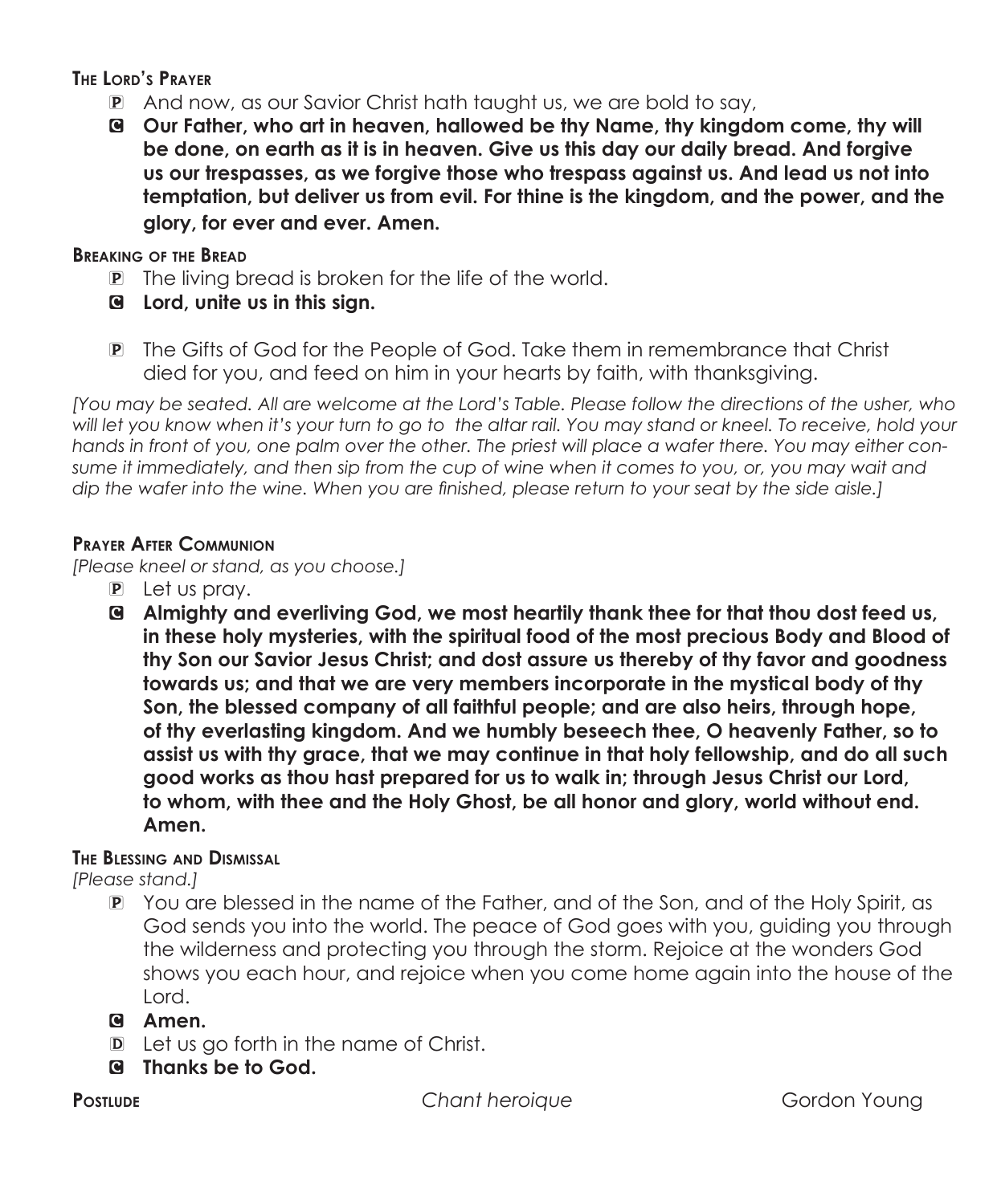### The Lord's Prayer

P  And now, as our Savior Christ hath taught us, we are bold to say,

C  **Our Father, who art in heaven, hallowed be thy Name, thy kingdom come, thy will be done, on earth as it is in heaven. Give us this day our daily bread. And forgive us our trespasses, as we forgive those who trespass against us. And lead us not into temptation, but deliver us from evil. For thine is the kingdom, and the power, and the glory, for ever and ever. Amen.**

### Breaking of the Bread

P  The living bread is broken for the life of the world.

C  **Lord, unite us in this sign.**

P  The Gifts of God for the People of God. Take them in remembrance that Christ died for you, and feed on him in your hearts by faith, with thanksgiving.

*[You may be seated. All are welcome at the Lord's Table. Please follow the directions of the usher, who will let you know when it's your turn to go to the altar rail. You may stand or kneel. To receive, hold your hands in front of you, one palm over the other. The priest will place a wafer there. You may either consume it immediately, and then sip from the cup of wine when it comes to you, or, you may wait and dip the wafer into the wine. When you are finished, please return to your seat by the side aisle.]*

### Prayer After Communion

*[Please kneel or stand, as you choose.]*

P  Let us pray.

C  **Almighty and everliving God, we most heartily thank thee for that thou dost feed us, in these holy mysteries, with the spiritual food of the most precious Body and Blood of thy Son our Savior Jesus Christ; and dost assure us thereby of thy favor and goodness towards us; and that we are very members incorporate in the mystical body of thy Son, the blessed company of all faithful people; and are also heirs, through hope, of thy everlasting kingdom. And we humbly beseech thee, O heavenly Father, so to assist us with thy grace, that we may continue in that holy fellowship, and do all such good works as thou hast prepared for us to walk in; through Jesus Christ our Lord, to whom, with thee and the Holy Ghost, be all honor and glory, world without end. Amen.**

### The Blessing and Dismissal

*[Please stand.]*

P  You are blessed in the name of the Father, and of the Son, and of the Holy Spirit, as God sends you into the world. The peace of God goes with you, guiding you through the wilderness and protecting you through the storm. Rejoice at the wonders God shows you each hour, and rejoice when you come home again into the house of the Lord.

C  **Amen.**

D  Let us go forth in the name of Christ.

C  **Thanks be to God.**

**Postlude** *Chant heroique* Gordon Young